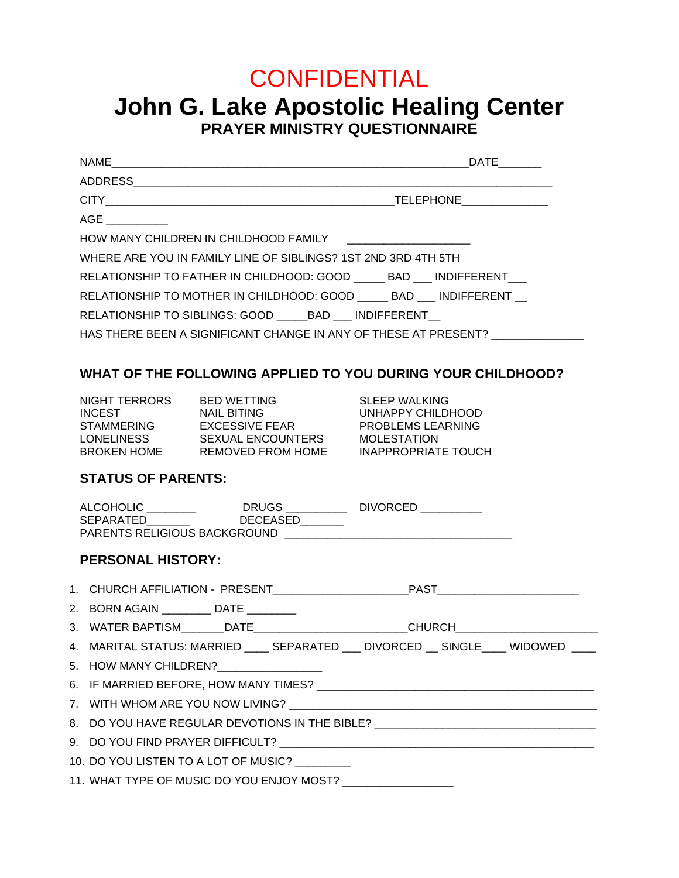# CONFIDENTIAL

# John G. Lake Apostolic Healing Center

## PRAYER MINISTRY QUESTIONNAIRE

NAME_______________________________________________________DATE______

ADDRESS________________________________________________________________

CITY_____________________________________________TELEPHONE_____________

AGE __________

HOW MANY CHILDREN IN CHILDHOOD FAMILY ___________________

WHERE ARE YOU IN FAMILY LINE OF SIBLINGS? 1ST 2ND 3RD 4TH 5TH

RELATIONSHIP TO FATHER IN CHILDHOOD: GOOD _____ BAD ___ INDIFFERENT___

RELATIONSHIP TO MOTHER IN CHILDHOOD: GOOD _____ BAD ___ INDIFFERENT __

RELATIONSHIP TO SIBLINGS: GOOD _____BAD ___ INDIFFERENT__

HAS THERE BEEN A SIGNIFICANT CHANGE IN ANY OF THESE AT PRESENT? ______________

### WHAT OF THE FOLLOWING APPLIED TO YOU DURING YOUR CHILDHOOD?

| | | |
|---|---|---|
| NIGHT TERRORS | BED WETTING | SLEEP WALKING |
| INCEST | NAIL BITING | UNHAPPY CHILDHOOD |
| STAMMERING | EXCESSIVE FEAR | PROBLEMS LEARNING |
| LONELINESS | SEXUAL ENCOUNTERS | MOLESTATION |
| BROKEN HOME | REMOVED FROM HOME | INAPPROPRIATE TOUCH |

### STATUS OF PARENTS:

ALCOHOLIC ________ DRUGS __________ DIVORCED __________

SEPARATED_______ DECEASED_______

PARENTS RELIGIOUS BACKGROUND ___________________________________

### PERSONAL HISTORY:

1. CHURCH AFFILIATION - PRESENT_____________________PAST______________________
2. BORN AGAIN ________ DATE ________
3. WATER BAPTISM_______DATE________________________CHURCH_____________________
4. MARITAL STATUS: MARRIED ____ SEPARATED ___ DIVORCED __ SINGLE____ WIDOWED ____
5. HOW MANY CHILDREN?________________
6. IF MARRIED BEFORE, HOW MANY TIMES? __________________________________________
7. WITH WHOM ARE YOU NOW LIVING? ______________________________________________
8. DO YOU HAVE REGULAR DEVOTIONS IN THE BIBLE? ___________________________________
9. DO YOU FIND PRAYER DIFFICULT? ________________________________________________
10. DO YOU LISTEN TO A LOT OF MUSIC? _________
11. WHAT TYPE OF MUSIC DO YOU ENJOY MOST? _________________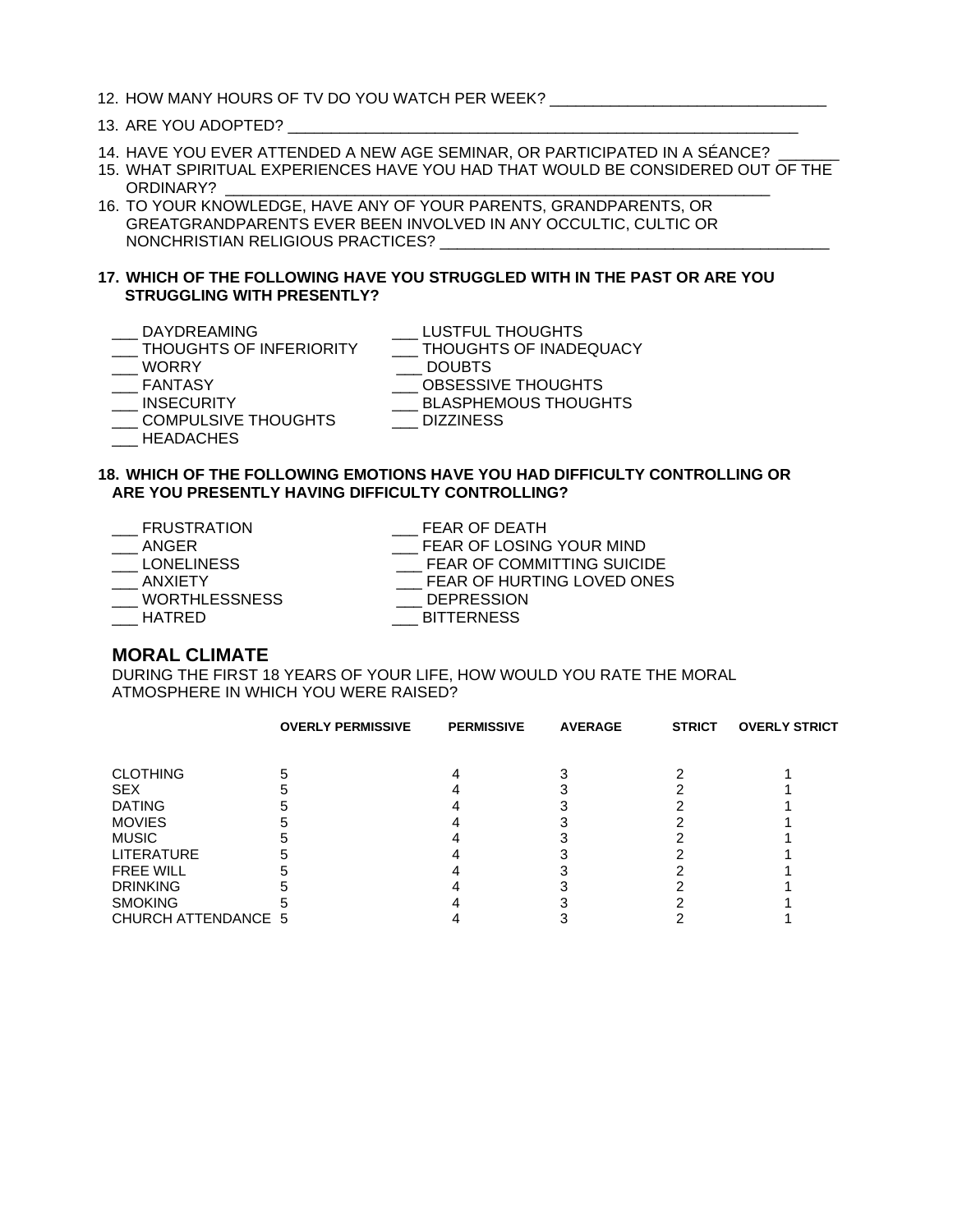12. HOW MANY HOURS OF TV DO YOU WATCH PER WEEK? ________________________________

13. ARE YOU ADOPTED? ____________________________________________________________

14. HAVE YOU EVER ATTENDED A NEW AGE SEMINAR, OR PARTICIPATED IN A SÉANCE? _______

15. WHAT SPIRITUAL EXPERIENCES HAVE YOU HAD THAT WOULD BE CONSIDERED OUT OF THE ORDINARY? ______________________________________________________________

16. TO YOUR KNOWLEDGE, HAVE ANY OF YOUR PARENTS, GRANDPARENTS, OR GREATGRANDPARENTS EVER BEEN INVOLVED IN ANY OCCULTIC, CULTIC OR NONCHRISTIAN RELIGIOUS PRACTICES? ____________________________________________

**17. WHICH OF THE FOLLOWING HAVE YOU STRUGGLED WITH IN THE PAST OR ARE YOU STRUGGLING WITH PRESENTLY?**

___ DAYDREAMING
___ THOUGHTS OF INFERIORITY
___ WORRY
___ FANTASY
___ INSECURITY
___ COMPULSIVE THOUGHTS
___ HEADACHES
___ LUSTFUL THOUGHTS
___ THOUGHTS OF INADEQUACY
___ DOUBTS
___ OBSESSIVE THOUGHTS
___ BLASPHEMOUS THOUGHTS
___ DIZZINESS

**18. WHICH OF THE FOLLOWING EMOTIONS HAVE YOU HAD DIFFICULTY CONTROLLING OR ARE YOU PRESENTLY HAVING DIFFICULTY CONTROLLING?**

___ FRUSTRATION
___ ANGER
___ LONELINESS
___ ANXIETY
___ WORTHLESSNESS
___ HATRED
___ FEAR OF DEATH
___ FEAR OF LOSING YOUR MIND
___ FEAR OF COMMITTING SUICIDE
___ FEAR OF HURTING LOVED ONES
___ DEPRESSION
___ BITTERNESS

## MORAL CLIMATE

DURING THE FIRST 18 YEARS OF YOUR LIFE, HOW WOULD YOU RATE THE MORAL ATMOSPHERE IN WHICH YOU WERE RAISED?

| | OVERLY PERMISSIVE | PERMISSIVE | AVERAGE | STRICT | OVERLY STRICT |
|---|---|---|---|---|---|
| CLOTHING | 5 | 4 | 3 | 2 | 1 |
| SEX | 5 | 4 | 3 | 2 | 1 |
| DATING | 5 | 4 | 3 | 2 | 1 |
| MOVIES | 5 | 4 | 3 | 2 | 1 |
| MUSIC | 5 | 4 | 3 | 2 | 1 |
| LITERATURE | 5 | 4 | 3 | 2 | 1 |
| FREE WILL | 5 | 4 | 3 | 2 | 1 |
| DRINKING | 5 | 4 | 3 | 2 | 1 |
| SMOKING | 5 | 4 | 3 | 2 | 1 |
| CHURCH ATTENDANCE | 5 | 4 | 3 | 2 | 1 |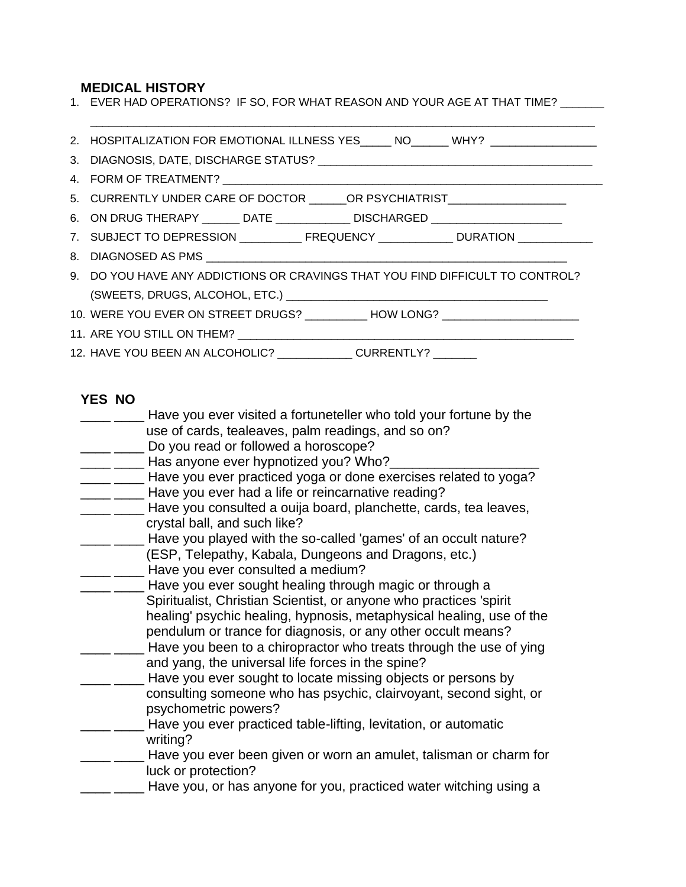## MEDICAL HISTORY

1. EVER HAD OPERATIONS? IF SO, FOR WHAT REASON AND YOUR AGE AT THAT TIME? _______ ________________________________________________________________________________
2. HOSPITALIZATION FOR EMOTIONAL ILLNESS YES_____ NO______ WHY? _________________
3. DIAGNOSIS, DATE, DISCHARGE STATUS? _____________________________________________
4. FORM OF TREATMENT? ____________________________________________________________
5. CURRENTLY UNDER CARE OF DOCTOR ______OR PSYCHIATRIST___________________
6. ON DRUG THERAPY ______ DATE ____________ DISCHARGED _____________________
7. SUBJECT TO DEPRESSION __________ FREQUENCY ____________ DURATION ____________
8. DIAGNOSED AS PMS ____________________________________________________________
9. DO YOU HAVE ANY ADDICTIONS OR CRAVINGS THAT YOU FIND DIFFICULT TO CONTROL? (SWEETS, DRUGS, ALCOHOL, ETC.) ___________________________________________
10. WERE YOU EVER ON STREET DRUGS? __________ HOW LONG? ______________________
11. ARE YOU STILL ON THEM? _________________________________________________________
12. HAVE YOU BEEN AN ALCOHOLIC? ____________ CURRENTLY? _______

**YES NO**

____ ____ Have you ever visited a fortuneteller who told your fortune by the use of cards, tealeaves, palm readings, and so on?

____ ____ Do you read or followed a horoscope?

____ ____ Has anyone ever hypnotized you? Who?____________________

____ ____ Have you ever practiced yoga or done exercises related to yoga?

____ ____ Have you ever had a life or reincarnative reading?

____ ____ Have you consulted a ouija board, planchette, cards, tea leaves, crystal ball, and such like?

____ ____ Have you played with the so-called 'games' of an occult nature? (ESP, Telepathy, Kabala, Dungeons and Dragons, etc.)

____ ____ Have you ever consulted a medium?

____ ____ Have you ever sought healing through magic or through a Spiritualist, Christian Scientist, or anyone who practices 'spirit healing' psychic healing, hypnosis, metaphysical healing, use of the pendulum or trance for diagnosis, or any other occult means?

____ ____ Have you been to a chiropractor who treats through the use of ying and yang, the universal life forces in the spine?

____ ____ Have you ever sought to locate missing objects or persons by consulting someone who has psychic, clairvoyant, second sight, or psychometric powers?

____ ____ Have you ever practiced table-lifting, levitation, or automatic writing?

____ ____ Have you ever been given or worn an amulet, talisman or charm for luck or protection?

____ ____ Have you, or has anyone for you, practiced water witching using a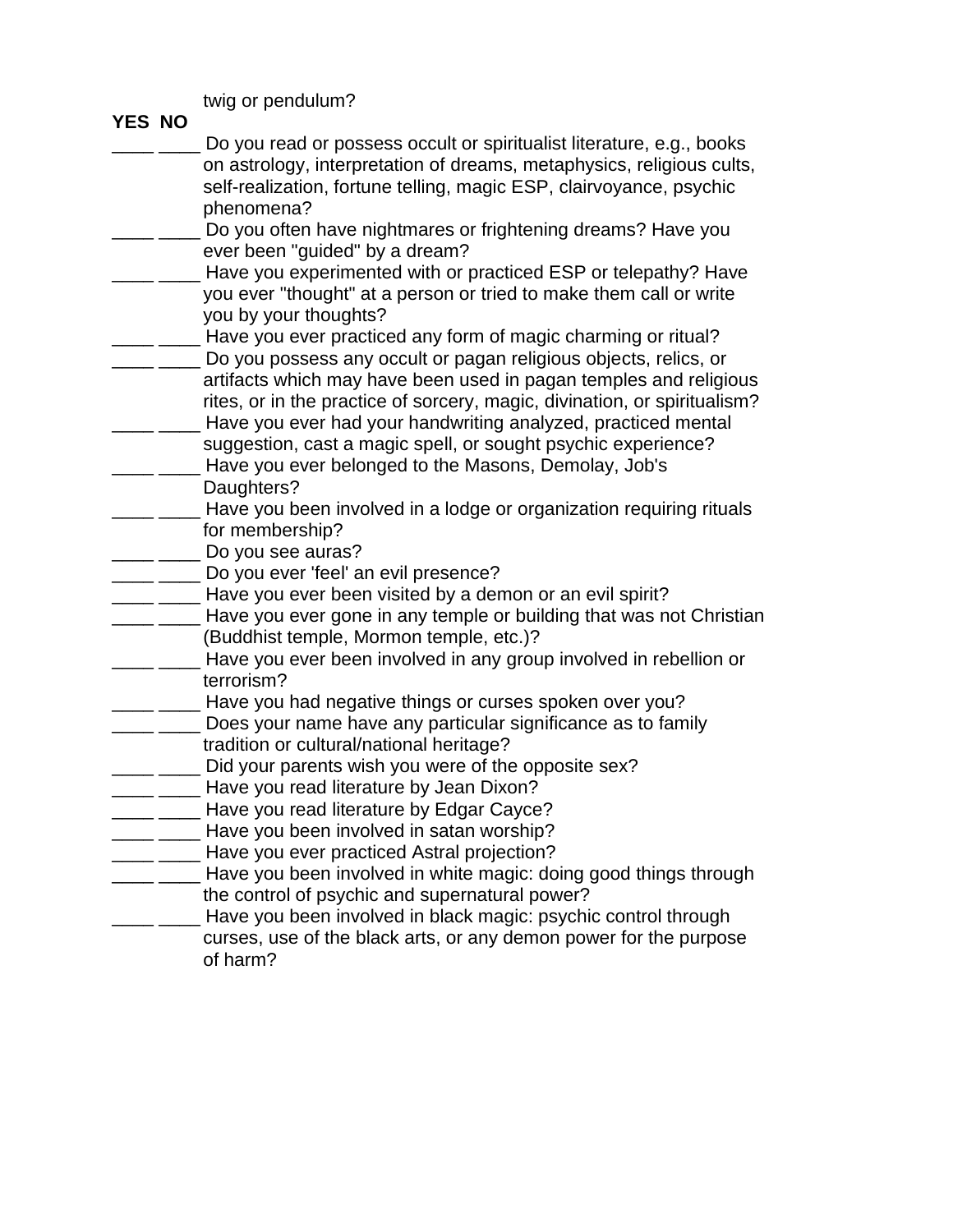twig or pendulum?

**YES NO**

____ ____ Do you read or possess occult or spiritualist literature, e.g., books on astrology, interpretation of dreams, metaphysics, religious cults, self-realization, fortune telling, magic ESP, clairvoyance, psychic phenomena?

____ ____ Do you often have nightmares or frightening dreams? Have you ever been "guided" by a dream?

____ ____ Have you experimented with or practiced ESP or telepathy? Have you ever "thought" at a person or tried to make them call or write you by your thoughts?

____ ____ Have you ever practiced any form of magic charming or ritual?

____ ____ Do you possess any occult or pagan religious objects, relics, or artifacts which may have been used in pagan temples and religious rites, or in the practice of sorcery, magic, divination, or spiritualism?

____ ____ Have you ever had your handwriting analyzed, practiced mental suggestion, cast a magic spell, or sought psychic experience?

____ ____ Have you ever belonged to the Masons, Demolay, Job's Daughters?

____ ____ Have you been involved in a lodge or organization requiring rituals for membership?

____ ____ Do you see auras?

____ ____ Do you ever 'feel' an evil presence?

____ ____ Have you ever been visited by a demon or an evil spirit?

____ ____ Have you ever gone in any temple or building that was not Christian (Buddhist temple, Mormon temple, etc.)?

____ ____ Have you ever been involved in any group involved in rebellion or terrorism?

____ ____ Have you had negative things or curses spoken over you?

____ ____ Does your name have any particular significance as to family tradition or cultural/national heritage?

____ ____ Did your parents wish you were of the opposite sex?

____ ____ Have you read literature by Jean Dixon?

____ ____ Have you read literature by Edgar Cayce?

____ ____ Have you been involved in satan worship?

____ ____ Have you ever practiced Astral projection?

____ ____ Have you been involved in white magic: doing good things through the control of psychic and supernatural power?

____ ____ Have you been involved in black magic: psychic control through curses, use of the black arts, or any demon power for the purpose of harm?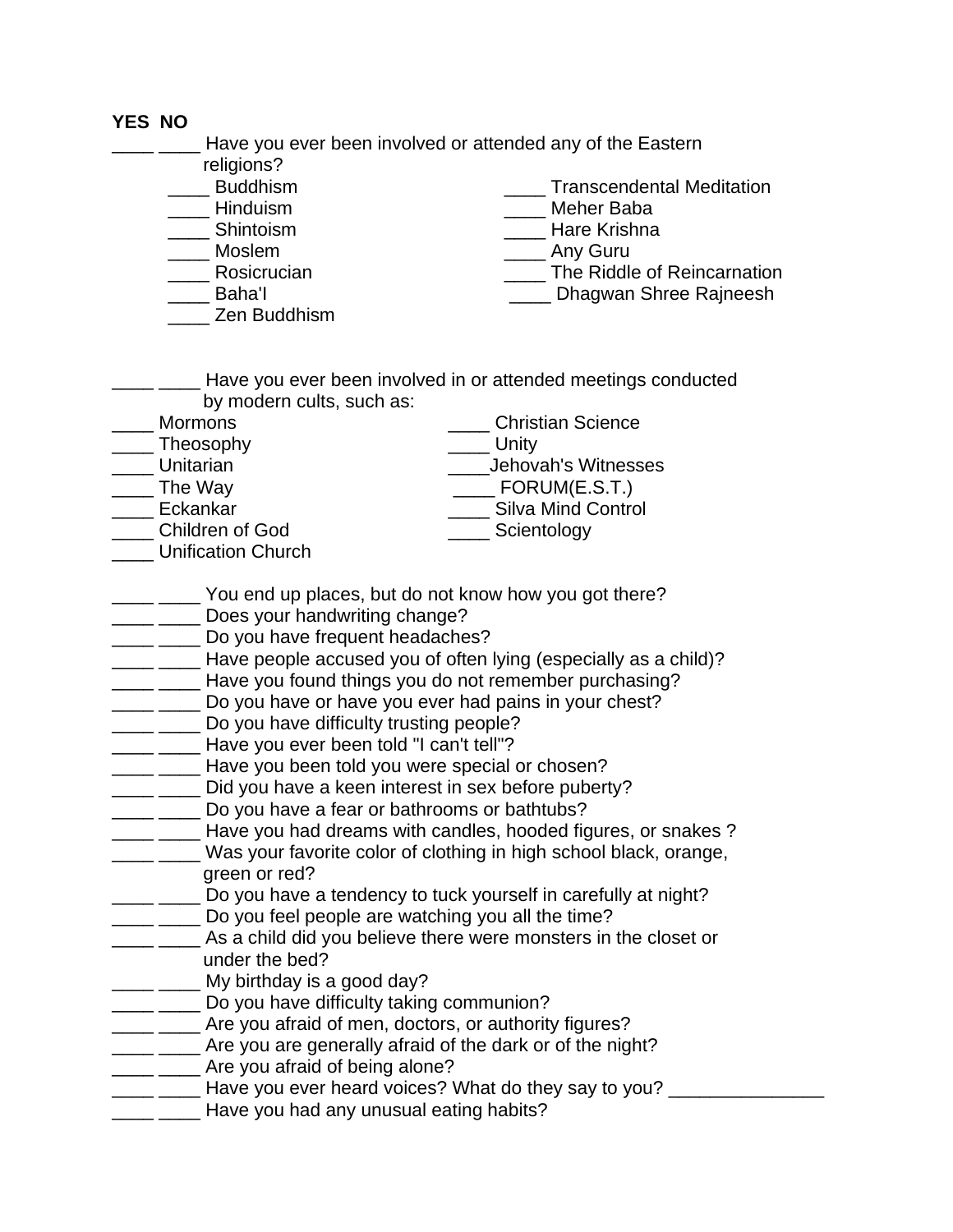**YES NO**

____ ____ Have you ever been involved or attended any of the Eastern religions?

____ Buddhism
____ Hinduism
____ Shintoism
____ Moslem
____ Rosicrucian
____ Baha'I
____ Zen Buddhism
____ Transcendental Meditation
____ Meher Baba
____ Hare Krishna
____ Any Guru
____ The Riddle of Reincarnation
____ Dhagwan Shree Rajneesh

____ ____ Have you ever been involved in or attended meetings conducted by modern cults, such as:

____ Mormons
____ Theosophy
____ Unitarian
____ The Way
____ Eckankar
____ Children of God
____ Unification Church
____ Christian Science
____ Unity
____Jehovah's Witnesses
____ FORUM(E.S.T.)
____ Silva Mind Control
____ Scientology

____ ____ You end up places, but do not know how you got there?
____ ____ Does your handwriting change?
____ ____ Do you have frequent headaches?
____ ____ Have people accused you of often lying (especially as a child)?
____ ____ Have you found things you do not remember purchasing?
____ ____ Do you have or have you ever had pains in your chest?
____ ____ Do you have difficulty trusting people?
____ ____ Have you ever been told "I can't tell"?
____ ____ Have you been told you were special or chosen?
____ ____ Did you have a keen interest in sex before puberty?
____ ____ Do you have a fear or bathrooms or bathtubs?
____ ____ Have you had dreams with candles, hooded figures, or snakes ?
____ ____ Was your favorite color of clothing in high school black, orange, green or red?
____ ____ Do you have a tendency to tuck yourself in carefully at night?
____ ____ Do you feel people are watching you all the time?
____ ____ As a child did you believe there were monsters in the closet or under the bed?
____ ____ My birthday is a good day?
____ ____ Do you have difficulty taking communion?
____ ____ Are you afraid of men, doctors, or authority figures?
____ ____ Are you are generally afraid of the dark or of the night?
____ ____ Are you afraid of being alone?
____ ____ Have you ever heard voices? What do they say to you? _______________
____ ____ Have you had any unusual eating habits?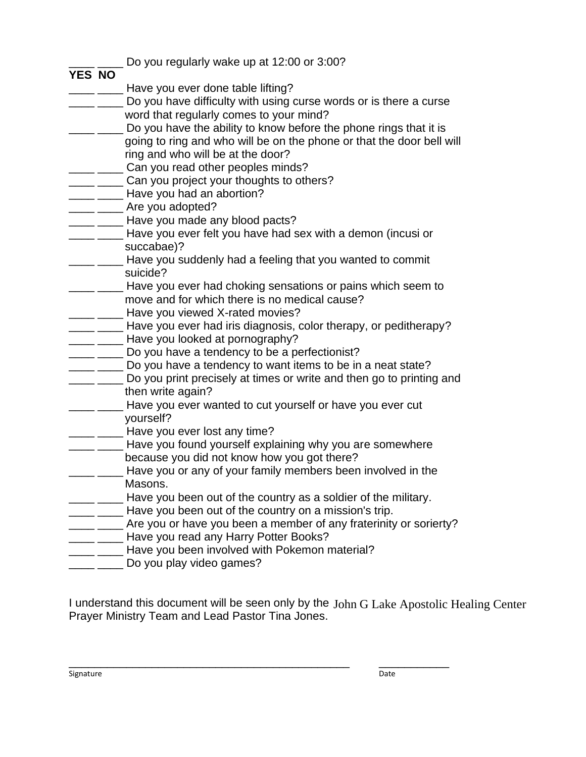____ ____ Do you regularly wake up at 12:00 or 3:00?

**YES NO**

____ ____ Have you ever done table lifting?
____ ____ Do you have difficulty with using curse words or is there a curse word that regularly comes to your mind?
____ ____ Do you have the ability to know before the phone rings that it is going to ring and who will be on the phone or that the door bell will ring and who will be at the door?
____ ____ Can you read other peoples minds?
____ ____ Can you project your thoughts to others?
____ ____ Have you had an abortion?
____ ____ Are you adopted?
____ ____ Have you made any blood pacts?
____ ____ Have you ever felt you have had sex with a demon (incusi or succabae)?
____ ____ Have you suddenly had a feeling that you wanted to commit suicide?
____ ____ Have you ever had choking sensations or pains which seem to move and for which there is no medical cause?
____ ____ Have you viewed X-rated movies?
____ ____ Have you ever had iris diagnosis, color therapy, or peditherapy?
____ ____ Have you looked at pornography?
____ ____ Do you have a tendency to be a perfectionist?
____ ____ Do you have a tendency to want items to be in a neat state?
____ ____ Do you print precisely at times or write and then go to printing and then write again?
____ ____ Have you ever wanted to cut yourself or have you ever cut yourself?
____ ____ Have you ever lost any time?
____ ____ Have you found yourself explaining why you are somewhere because you did not know how you got there?
____ ____ Have you or any of your family members been involved in the Masons.
____ ____ Have you been out of the country as a soldier of the military.
____ ____ Have you been out of the country on a mission's trip.
____ ____ Are you or have you been a member of any fraterinity or sorierty?
____ ____ Have you read any Harry Potter Books?
____ ____ Have you been involved with Pokemon material?
____ ____ Do you play video games?

I understand this document will be seen only by the John G Lake Apostolic Healing Center Prayer Ministry Team and Lead Pastor Tina Jones.

_______________________________________________ ____________
Signature Date